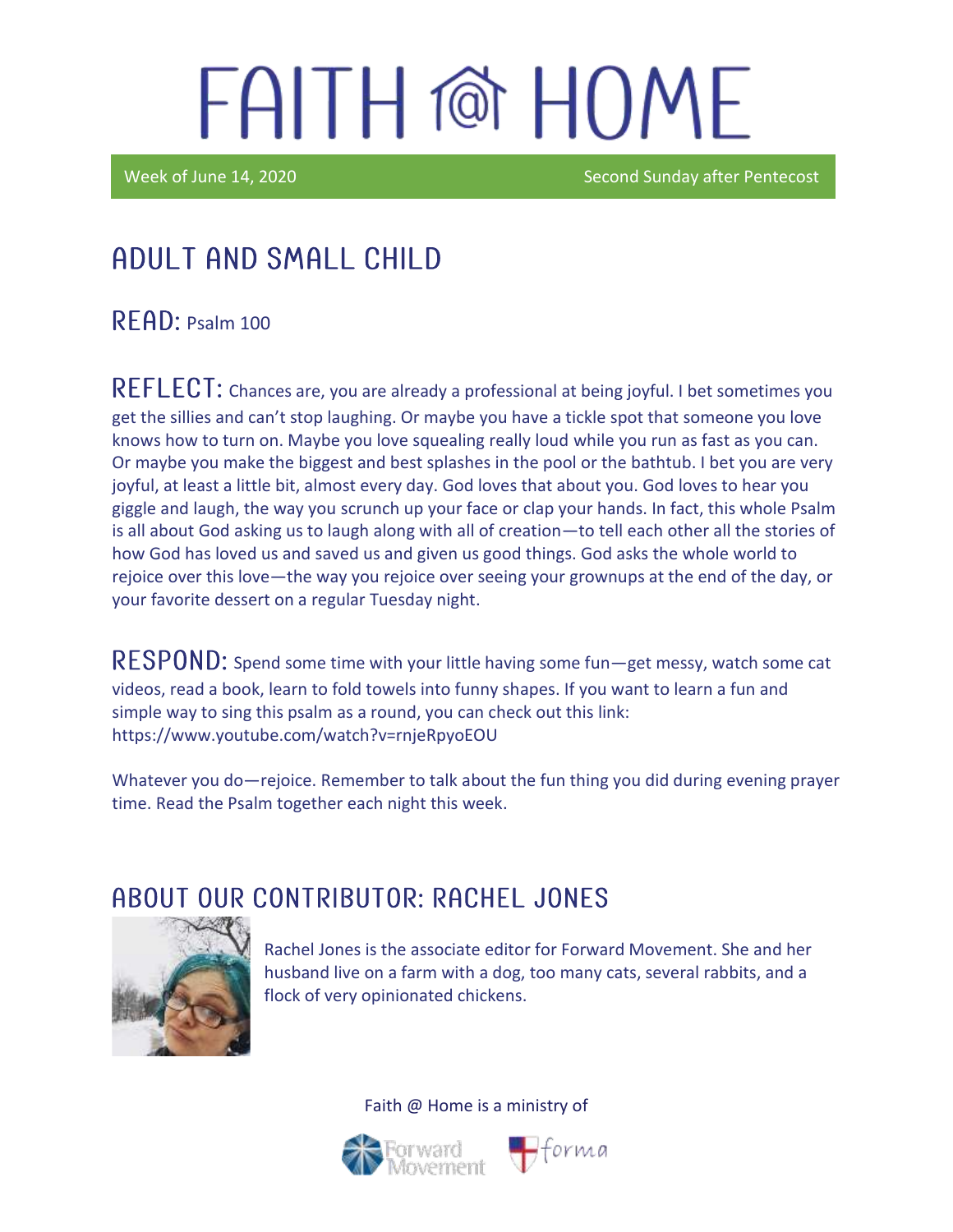# FAITH @ HOME

Week of June 14, 2020 — Second Sunday after Pentecost

## ADULT AND SMALL CHILD

**READ:** Psalm 100

**REFLECT:** Chances are, you are already a professional at being joyful. I bet sometimes you get the sillies and can't stop laughing. Or maybe you have a tickle spot that someone you love knows how to turn on. Maybe you love squealing really loud while you run as fast as you can. Or maybe you make the biggest and best splashes in the pool or the bathtub. I bet you are very joyful, at least a little bit, almost every day. God loves that about you. God loves to hear you giggle and laugh, the way you scrunch up your face or clap your hands. In fact, this whole Psalm is all about God asking us to laugh along with all of creation—to tell each other all the stories of how God has loved us and saved us and given us good things. God asks the whole world to rejoice over this love—the way you rejoice over seeing your grownups at the end of the day, or your favorite dessert on a regular Tuesday night.

**RESPOND:** Spend some time with your little having some fun—get messy, watch some cat videos, read a book, learn to fold towels into funny shapes. If you want to learn a fun and simple way to sing this psalm as a round, you can check out this link: https://www.youtube.com/watch?v=rnjeRpyoEOU

Whatever you do—rejoice. Remember to talk about the fun thing you did during evening prayer time. Read the Psalm together each night this week.

## ABOUT OUR CONTRIBUTOR: RACHEL JONES

Rachel Jones is the associate editor for Forward Movement. She and her husband live on a farm with a dog, too many cats, several rabbits, and a flock of very opinionated chickens.

Faith @ Home is a ministry of

Forward Movement forma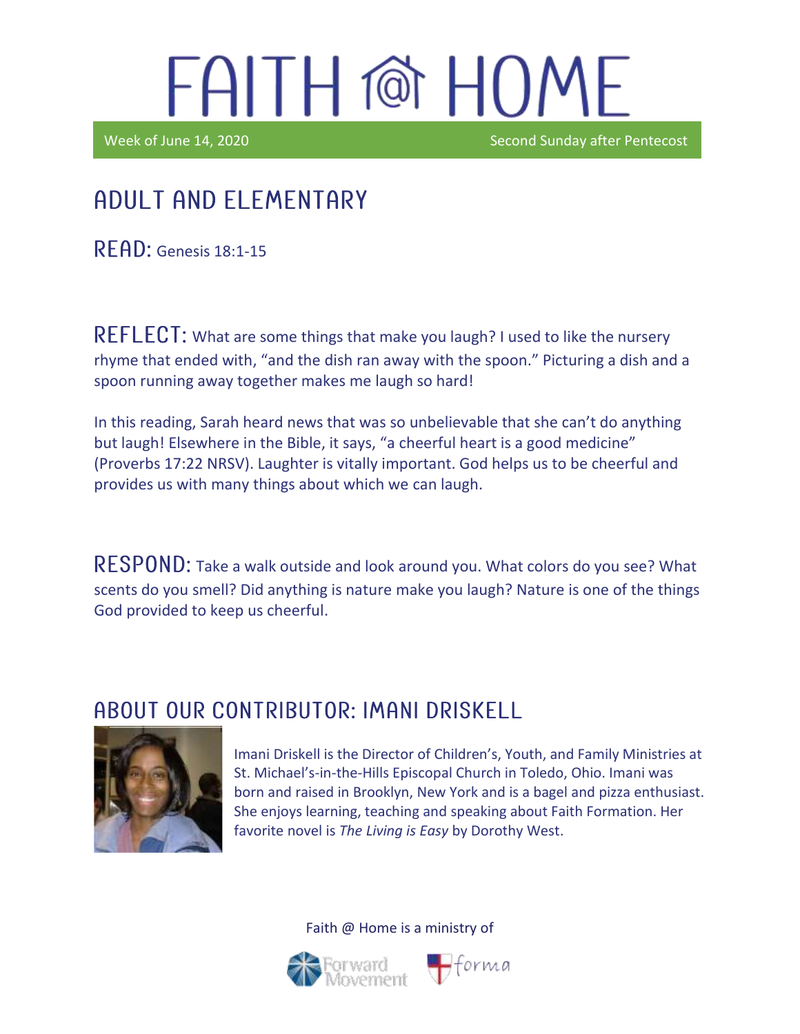# FAITH @ HOME

Week of June 14, 2020 Second Sunday after Pentecost

## ADULT AND ELEMENTARY

**READ:** Genesis 18:1-15

**REFLECT:** What are some things that make you laugh? I used to like the nursery rhyme that ended with, "and the dish ran away with the spoon." Picturing a dish and a spoon running away together makes me laugh so hard!

In this reading, Sarah heard news that was so unbelievable that she can't do anything but laugh! Elsewhere in the Bible, it says, "a cheerful heart is a good medicine" (Proverbs 17:22 NRSV). Laughter is vitally important. God helps us to be cheerful and provides us with many things about which we can laugh.

**RESPOND:** Take a walk outside and look around you. What colors do you see? What scents do you smell? Did anything is nature make you laugh? Nature is one of the things God provided to keep us cheerful.

## ABOUT OUR CONTRIBUTOR: IMANI DRISKELL

Imani Driskell is the Director of Children's, Youth, and Family Ministries at St. Michael's-in-the-Hills Episcopal Church in Toledo, Ohio. Imani was born and raised in Brooklyn, New York and is a bagel and pizza enthusiast. She enjoys learning, teaching and speaking about Faith Formation. Her favorite novel is *The Living is Easy* by Dorothy West.

Faith @ Home is a ministry of

Forward Movement forma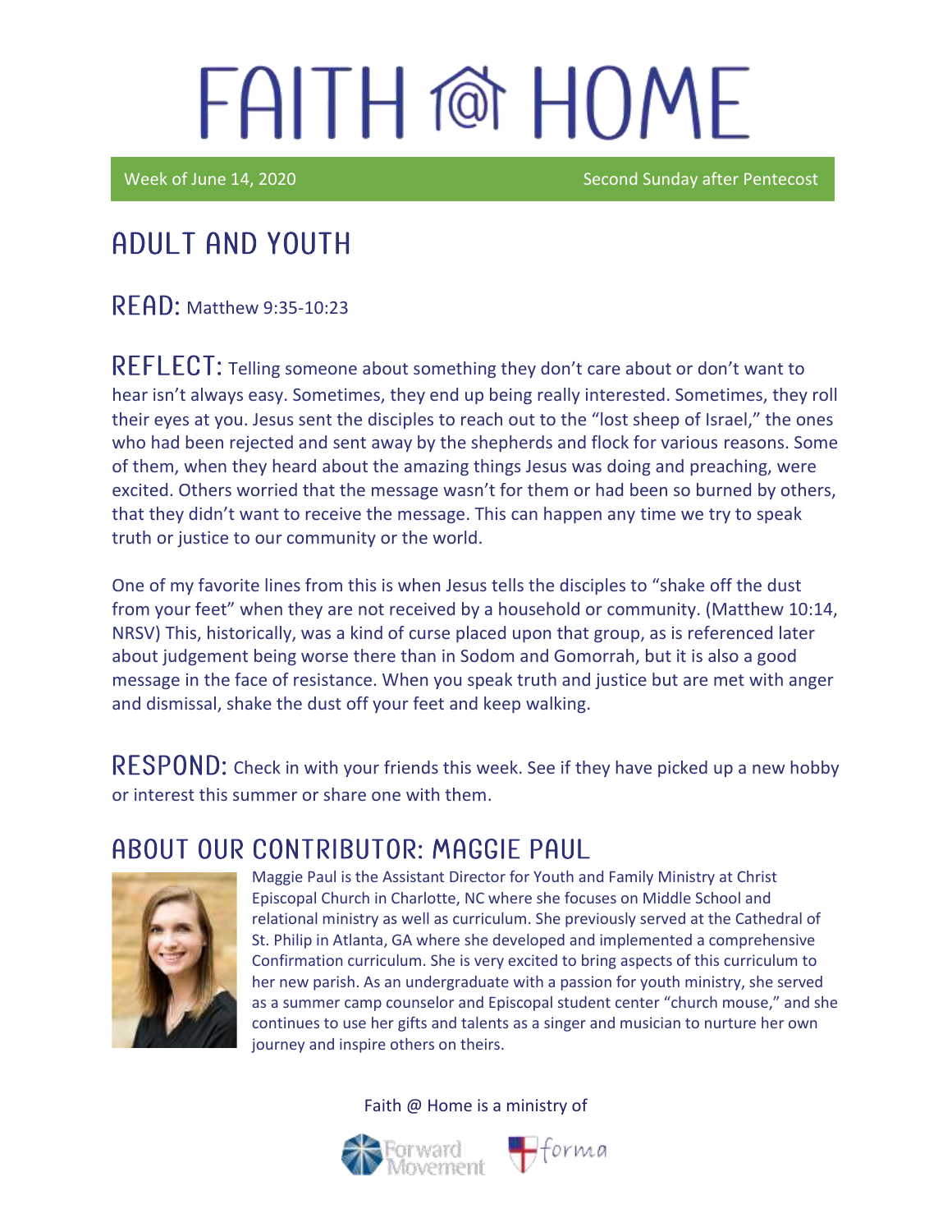# FAITH @ HOME

Week of June 14, 2020 — Second Sunday after Pentecost

## ADULT AND YOUTH

**READ:** Matthew 9:35-10:23

**REFLECT:** Telling someone about something they don't care about or don't want to hear isn't always easy. Sometimes, they end up being really interested. Sometimes, they roll their eyes at you. Jesus sent the disciples to reach out to the "lost sheep of Israel," the ones who had been rejected and sent away by the shepherds and flock for various reasons. Some of them, when they heard about the amazing things Jesus was doing and preaching, were excited. Others worried that the message wasn't for them or had been so burned by others, that they didn't want to receive the message. This can happen any time we try to speak truth or justice to our community or the world.

One of my favorite lines from this is when Jesus tells the disciples to "shake off the dust from your feet" when they are not received by a household or community. (Matthew 10:14, NRSV) This, historically, was a kind of curse placed upon that group, as is referenced later about judgement being worse there than in Sodom and Gomorrah, but it is also a good message in the face of resistance. When you speak truth and justice but are met with anger and dismissal, shake the dust off your feet and keep walking.

**RESPOND:** Check in with your friends this week. See if they have picked up a new hobby or interest this summer or share one with them.

## ABOUT OUR CONTRIBUTOR: MAGGIE PAUL

Maggie Paul is the Assistant Director for Youth and Family Ministry at Christ Episcopal Church in Charlotte, NC where she focuses on Middle School and relational ministry as well as curriculum. She previously served at the Cathedral of St. Philip in Atlanta, GA where she developed and implemented a comprehensive Confirmation curriculum. She is very excited to bring aspects of this curriculum to her new parish. As an undergraduate with a passion for youth ministry, she served as a summer camp counselor and Episcopal student center "church mouse," and she continues to use her gifts and talents as a singer and musician to nurture her own journey and inspire others on theirs.

Faith @ Home is a ministry of Forward Movement and forma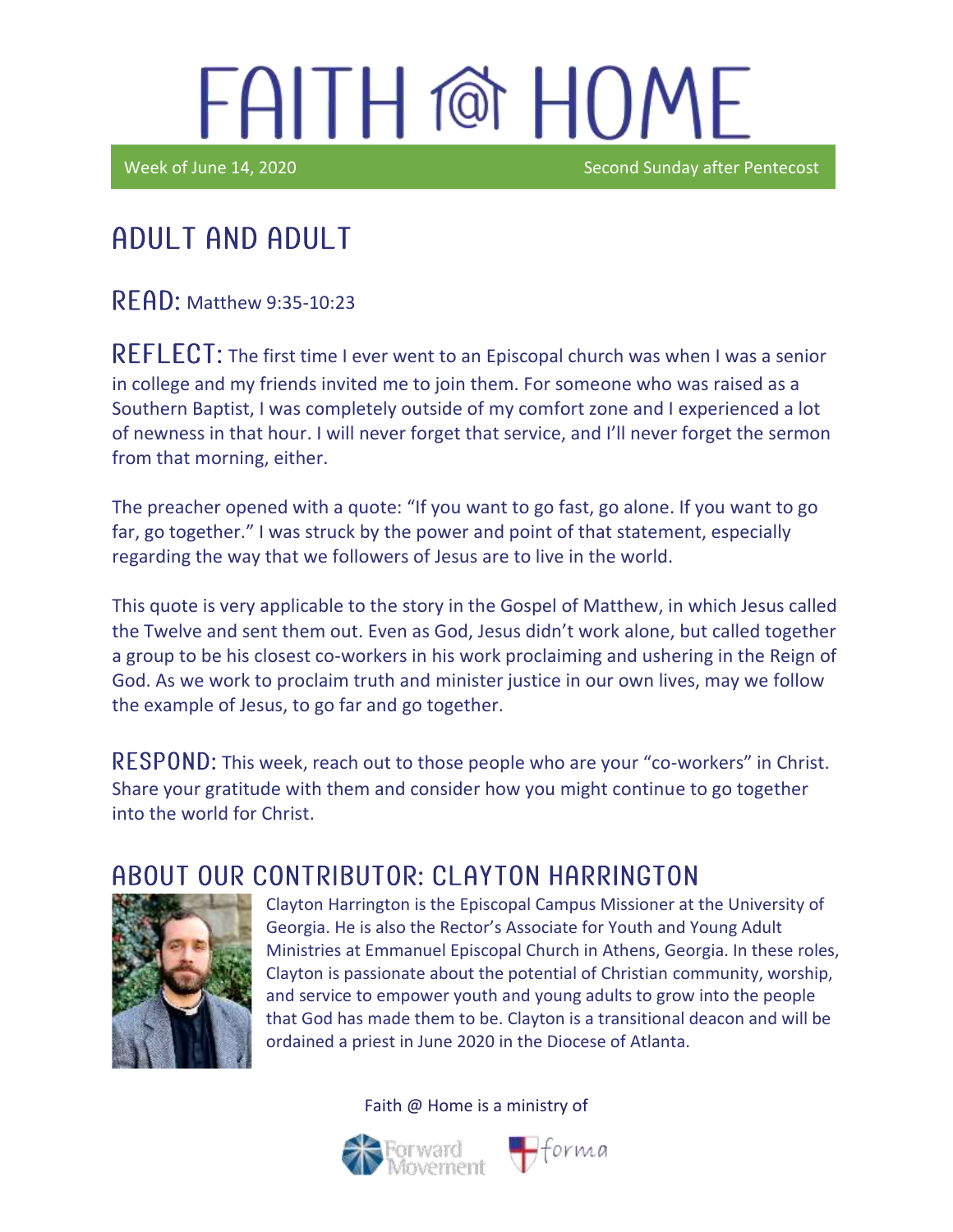# FAITH @ HOME

Week of June 14, 2020 Second Sunday after Pentecost

## ADULT AND ADULT

**READ:** Matthew 9:35-10:23

**REFLECT:** The first time I ever went to an Episcopal church was when I was a senior in college and my friends invited me to join them. For someone who was raised as a Southern Baptist, I was completely outside of my comfort zone and I experienced a lot of newness in that hour. I will never forget that service, and I'll never forget the sermon from that morning, either.

The preacher opened with a quote: "If you want to go fast, go alone. If you want to go far, go together." I was struck by the power and point of that statement, especially regarding the way that we followers of Jesus are to live in the world.

This quote is very applicable to the story in the Gospel of Matthew, in which Jesus called the Twelve and sent them out. Even as God, Jesus didn't work alone, but called together a group to be his closest co-workers in his work proclaiming and ushering in the Reign of God. As we work to proclaim truth and minister justice in our own lives, may we follow the example of Jesus, to go far and go together.

**RESPOND:** This week, reach out to those people who are your "co-workers" in Christ. Share your gratitude with them and consider how you might continue to go together into the world for Christ.

## ABOUT OUR CONTRIBUTOR: CLAYTON HARRINGTON

Clayton Harrington is the Episcopal Campus Missioner at the University of Georgia. He is also the Rector's Associate for Youth and Young Adult Ministries at Emmanuel Episcopal Church in Athens, Georgia. In these roles, Clayton is passionate about the potential of Christian community, worship, and service to empower youth and young adults to grow into the people that God has made them to be. Clayton is a transitional deacon and will be ordained a priest in June 2020 in the Diocese of Atlanta.

Faith @ Home is a ministry of

Forward Movement forma